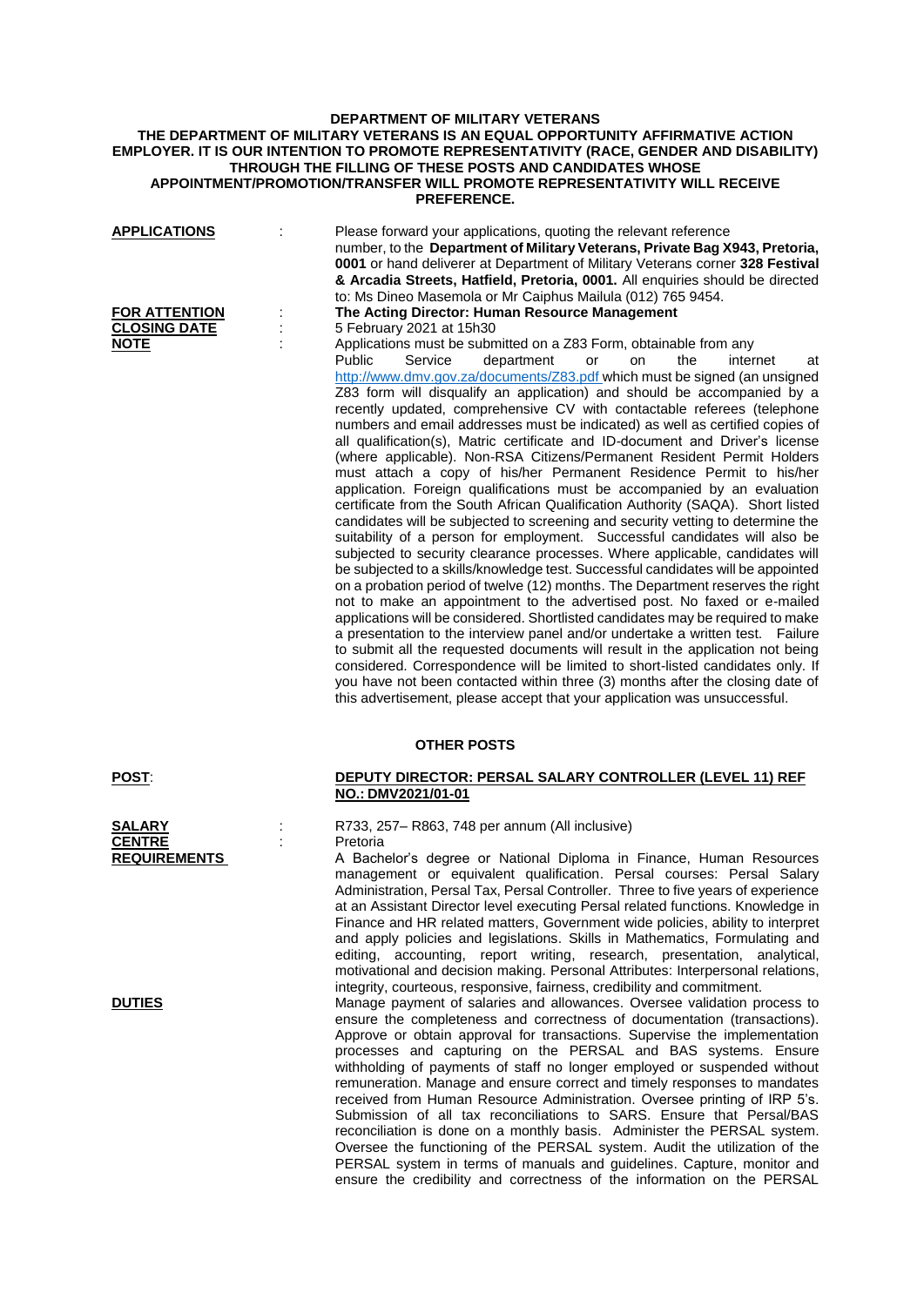**DEPARTMENT OF MILITARY VETERANS**
**THE DEPARTMENT OF MILITARY VETERANS IS AN EQUAL OPPORTUNITY AFFIRMATIVE ACTION EMPLOYER. IT IS OUR INTENTION TO PROMOTE REPRESENTATIVITY (RACE, GENDER AND DISABILITY) THROUGH THE FILLING OF THESE POSTS AND CANDIDATES WHOSE APPOINTMENT/PROMOTION/TRANSFER WILL PROMOTE REPRESENTATIVITY WILL RECEIVE PREFERENCE.**

**APPLICATIONS** : Please forward your applications, quoting the relevant reference number, to the **Department of Military Veterans, Private Bag X943, Pretoria, 0001** or hand deliverer at Department of Military Veterans corner **328 Festival & Arcadia Streets, Hatfield, Pretoria, 0001.** All enquiries should be directed to: Ms Dineo Masemola or Mr Caiphus Mailula (012) 765 9454.

**FOR ATTENTION** : **The Acting Director: Human Resource Management**

**CLOSING DATE** : 5 February 2021 at 15h30

**NOTE** : Applications must be submitted on a Z83 Form, obtainable from any Public Service department or on the internet at http://www.dmv.gov.za/documents/Z83.pdf which must be signed (an unsigned Z83 form will disqualify an application) and should be accompanied by a recently updated, comprehensive CV with contactable referees (telephone numbers and email addresses must be indicated) as well as certified copies of all qualification(s), Matric certificate and ID-document and Driver's license (where applicable). Non-RSA Citizens/Permanent Resident Permit Holders must attach a copy of his/her Permanent Residence Permit to his/her application. Foreign qualifications must be accompanied by an evaluation certificate from the South African Qualification Authority (SAQA). Short listed candidates will be subjected to screening and security vetting to determine the suitability of a person for employment. Successful candidates will also be subjected to security clearance processes. Where applicable, candidates will be subjected to a skills/knowledge test. Successful candidates will be appointed on a probation period of twelve (12) months. The Department reserves the right not to make an appointment to the advertised post. No faxed or e-mailed applications will be considered. Shortlisted candidates may be required to make a presentation to the interview panel and/or undertake a written test. Failure to submit all the requested documents will result in the application not being considered. Correspondence will be limited to short-listed candidates only. If you have not been contacted within three (3) months after the closing date of this advertisement, please accept that your application was unsuccessful.

## OTHER POSTS

**POST**: **DEPUTY DIRECTOR: PERSAL SALARY CONTROLLER (LEVEL 11) REF NO.: DMV2021/01-01**

**SALARY** : R733, 257– R863, 748 per annum (All inclusive)

**CENTRE** : Pretoria

**REQUIREMENTS** : A Bachelor's degree or National Diploma in Finance, Human Resources management or equivalent qualification. Persal courses: Persal Salary Administration, Persal Tax, Persal Controller. Three to five years of experience at an Assistant Director level executing Persal related functions. Knowledge in Finance and HR related matters, Government wide policies, ability to interpret and apply policies and legislations. Skills in Mathematics, Formulating and editing, accounting, report writing, research, presentation, analytical, motivational and decision making. Personal Attributes: Interpersonal relations, integrity, courteous, responsive, fairness, credibility and commitment.

**DUTIES** : Manage payment of salaries and allowances. Oversee validation process to ensure the completeness and correctness of documentation (transactions). Approve or obtain approval for transactions. Supervise the implementation processes and capturing on the PERSAL and BAS systems. Ensure withholding of payments of staff no longer employed or suspended without remuneration. Manage and ensure correct and timely responses to mandates received from Human Resource Administration. Oversee printing of IRP 5's. Submission of all tax reconciliations to SARS. Ensure that Persal/BAS reconciliation is done on a monthly basis. Administer the PERSAL system. Oversee the functioning of the PERSAL system. Audit the utilization of the PERSAL system in terms of manuals and guidelines. Capture, monitor and ensure the credibility and correctness of the information on the PERSAL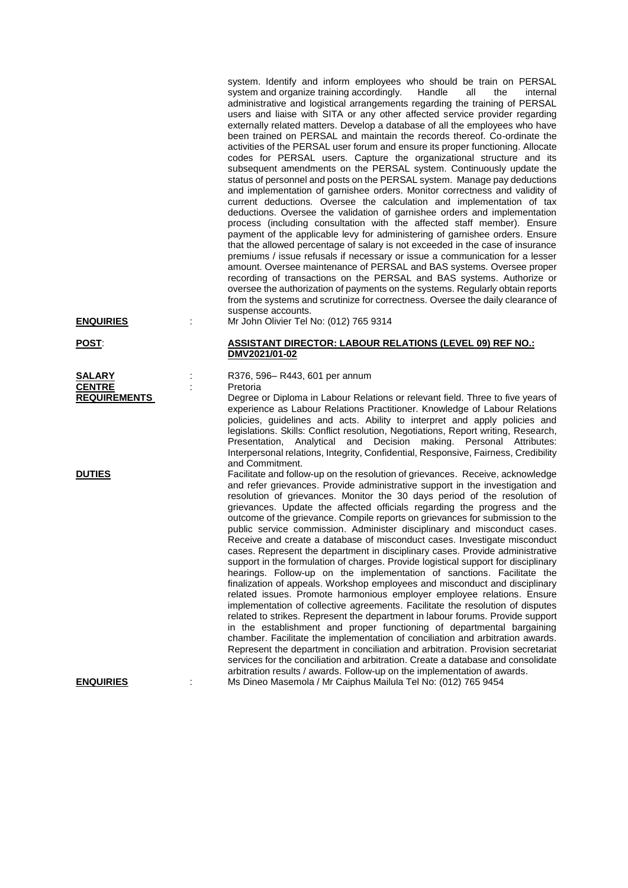system. Identify and inform employees who should be train on PERSAL system and organize training accordingly. Handle all the internal administrative and logistical arrangements regarding the training of PERSAL users and liaise with SITA or any other affected service provider regarding externally related matters. Develop a database of all the employees who have been trained on PERSAL and maintain the records thereof. Co-ordinate the activities of the PERSAL user forum and ensure its proper functioning. Allocate codes for PERSAL users. Capture the organizational structure and its subsequent amendments on the PERSAL system. Continuously update the status of personnel and posts on the PERSAL system. Manage pay deductions and implementation of garnishee orders. Monitor correctness and validity of current deductions. Oversee the calculation and implementation of tax deductions. Oversee the validation of garnishee orders and implementation process (including consultation with the affected staff member). Ensure payment of the applicable levy for administering of garnishee orders. Ensure that the allowed percentage of salary is not exceeded in the case of insurance premiums / issue refusals if necessary or issue a communication for a lesser amount. Oversee maintenance of PERSAL and BAS systems. Oversee proper recording of transactions on the PERSAL and BAS systems. Authorize or oversee the authorization of payments on the systems. Regularly obtain reports from the systems and scrutinize for correctness. Oversee the daily clearance of suspense accounts.

**ENQUIRIES** : Mr John Olivier Tel No: (012) 765 9314

**POST**: **ASSISTANT DIRECTOR: LABOUR RELATIONS (LEVEL 09) REF NO.: DMV2021/01-02**

**SALARY** : R376, 596– R443, 601 per annum

**CENTRE** : Pretoria

**REQUIREMENTS** : Degree or Diploma in Labour Relations or relevant field. Three to five years of experience as Labour Relations Practitioner. Knowledge of Labour Relations policies, guidelines and acts. Ability to interpret and apply policies and legislations. Skills: Conflict resolution, Negotiations, Report writing, Research, Presentation, Analytical and Decision making. Personal Attributes: Interpersonal relations, Integrity, Confidential, Responsive, Fairness, Credibility and Commitment.

**DUTIES** : Facilitate and follow-up on the resolution of grievances. Receive, acknowledge and refer grievances. Provide administrative support in the investigation and resolution of grievances. Monitor the 30 days period of the resolution of grievances. Update the affected officials regarding the progress and the outcome of the grievance. Compile reports on grievances for submission to the public service commission. Administer disciplinary and misconduct cases. Receive and create a database of misconduct cases. Investigate misconduct cases. Represent the department in disciplinary cases. Provide administrative support in the formulation of charges. Provide logistical support for disciplinary hearings. Follow-up on the implementation of sanctions. Facilitate the finalization of appeals. Workshop employees and misconduct and disciplinary related issues. Promote harmonious employer employee relations. Ensure implementation of collective agreements. Facilitate the resolution of disputes related to strikes. Represent the department in labour forums. Provide support in the establishment and proper functioning of departmental bargaining chamber. Facilitate the implementation of conciliation and arbitration awards. Represent the department in conciliation and arbitration. Provision secretariat services for the conciliation and arbitration. Create a database and consolidate arbitration results / awards. Follow-up on the implementation of awards.

**ENQUIRIES** : Ms Dineo Masemola / Mr Caiphus Mailula Tel No: (012) 765 9454